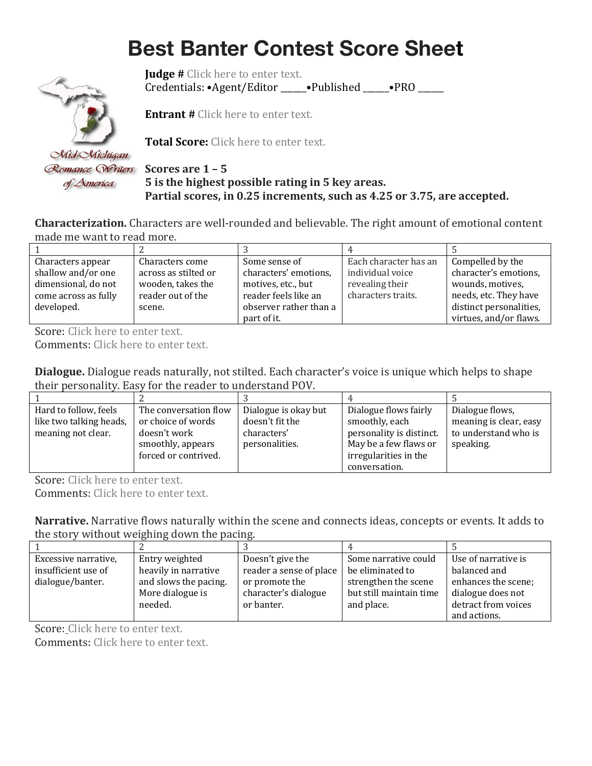# Best Banter Contest Score Sheet

Mid-Michigan Romance Writers of America

**Judge #** Click here to enter text.
Credentials: •Agent/Editor ______•Published ______•PRO ______

**Entrant #** Click here to enter text.

**Total Score:** Click here to enter text.

**Scores are 1 – 5**
**5 is the highest possible rating in 5 key areas.**
**Partial scores, in 0.25 increments, such as 4.25 or 3.75, are accepted.**

**Characterization.** Characters are well-rounded and believable. The right amount of emotional content made me want to read more.

| 1 | 2 | 3 | 4 | 5 |
|---|---|---|---|---|
| Characters appear shallow and/or one dimensional, do not come across as fully developed. | Characters come across as stilted or wooden, takes the reader out of the scene. | Some sense of characters' emotions, motives, etc., but reader feels like an observer rather than a part of it. | Each character has an individual voice revealing their characters traits. | Compelled by the character's emotions, wounds, motives, needs, etc. They have distinct personalities, virtues, and/or flaws. |

Score: Click here to enter text.
Comments: Click here to enter text.

**Dialogue.** Dialogue reads naturally, not stilted. Each character's voice is unique which helps to shape their personality. Easy for the reader to understand POV.

| 1 | 2 | 3 | 4 | 5 |
|---|---|---|---|---|
| Hard to follow, feels like two talking heads, meaning not clear. | The conversation flow or choice of words doesn't work smoothly, appears forced or contrived. | Dialogue is okay but doesn't fit the characters' personalities. | Dialogue flows fairly smoothly, each personality is distinct. May be a few flaws or irregularities in the conversation. | Dialogue flows, meaning is clear, easy to understand who is speaking. |

Score: Click here to enter text.
Comments: Click here to enter text.

**Narrative.** Narrative flows naturally within the scene and connects ideas, concepts or events. It adds to the story without weighing down the pacing.

| 1 | 2 | 3 | 4 | 5 |
|---|---|---|---|---|
| Excessive narrative, insufficient use of dialogue/banter. | Entry weighted heavily in narrative and slows the pacing. More dialogue is needed. | Doesn't give the reader a sense of place or promote the character's dialogue or banter. | Some narrative could be eliminated to strengthen the scene but still maintain time and place. | Use of narrative is balanced and enhances the scene; dialogue does not detract from voices and actions. |

Score: Click here to enter text.
Comments: Click here to enter text.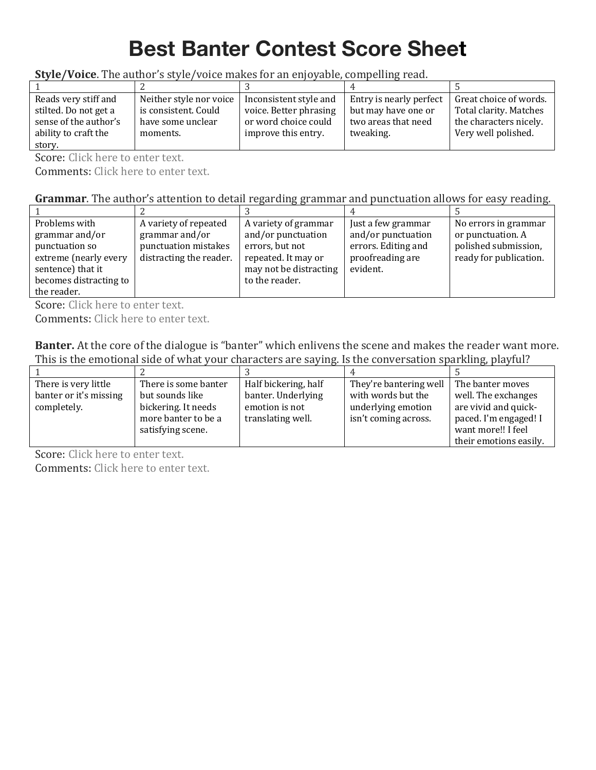# Best Banter Contest Score Sheet

**Style/Voice**. The author's style/voice makes for an enjoyable, compelling read.

| 1 | 2 | 3 | 4 | 5 |
|---|---|---|---|---|
| Reads very stiff and stilted. Do not get a sense of the author's ability to craft the story. | Neither style nor voice is consistent. Could have some unclear moments. | Inconsistent style and voice. Better phrasing or word choice could improve this entry. | Entry is nearly perfect but may have one or two areas that need tweaking. | Great choice of words. Total clarity. Matches the characters nicely. Very well polished. |

Score: Click here to enter text.
Comments: Click here to enter text.

**Grammar**. The author's attention to detail regarding grammar and punctuation allows for easy reading.

| 1 | 2 | 3 | 4 | 5 |
|---|---|---|---|---|
| Problems with grammar and/or punctuation so extreme (nearly every sentence) that it becomes distracting to the reader. | A variety of repeated grammar and/or punctuation mistakes distracting the reader. | A variety of grammar and/or punctuation errors, but not repeated. It may or may not be distracting to the reader. | Just a few grammar and/or punctuation errors. Editing and proofreading are evident. | No errors in grammar or punctuation. A polished submission, ready for publication. |

Score: Click here to enter text.
Comments: Click here to enter text.

**Banter.** At the core of the dialogue is "banter" which enlivens the scene and makes the reader want more. This is the emotional side of what your characters are saying. Is the conversation sparkling, playful?

| 1 | 2 | 3 | 4 | 5 |
|---|---|---|---|---|
| There is very little banter or it's missing completely. | There is some banter but sounds like bickering. It needs more banter to be a satisfying scene. | Half bickering, half banter. Underlying emotion is not translating well. | They're bantering well with words but the underlying emotion isn't coming across. | The banter moves well. The exchanges are vivid and quick-paced. I'm engaged! I want more!! I feel their emotions easily. |

Score: Click here to enter text.
Comments: Click here to enter text.